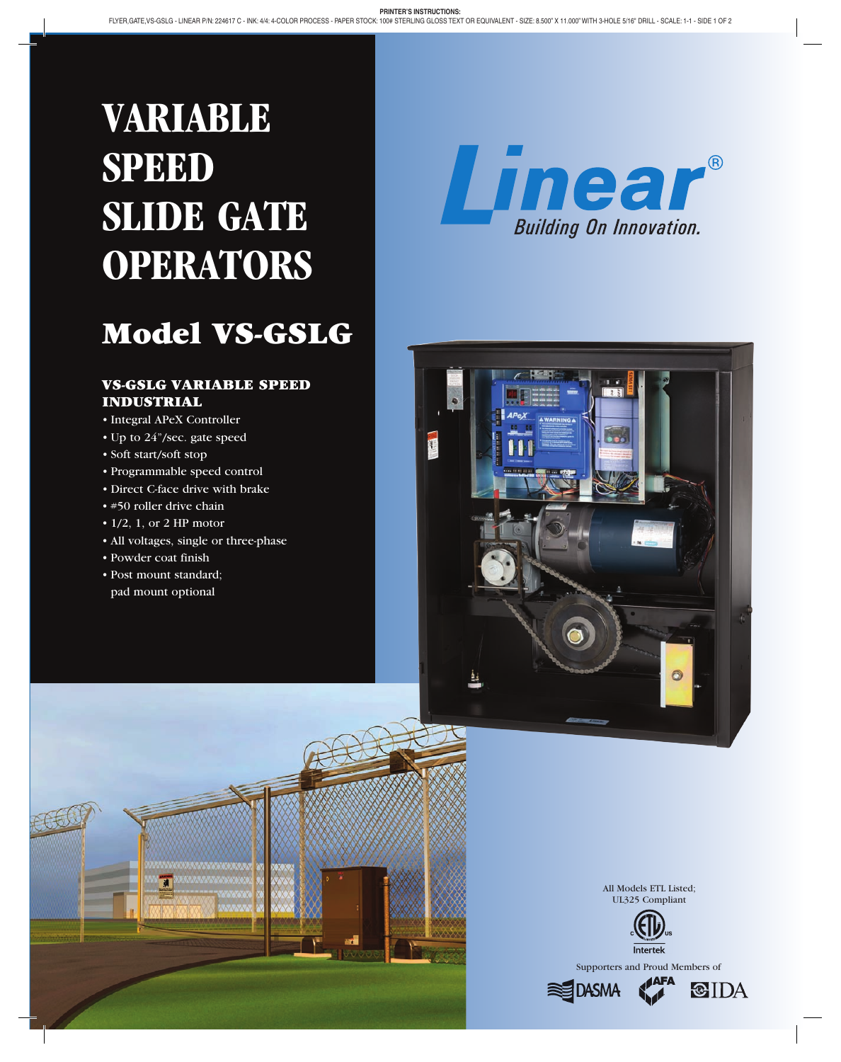# VARIABLE SPEED SLIDE GATE OPERATORS

## Model VS-GSLG

### VS-GSLG VARIABLE SPEED INDUSTRIAL

- Integral APeX Controller
- Up to 24"/sec. gate speed
- Soft start/soft stop
- Programmable speed control
- Direct C-face drive with brake
- #50 roller drive chain
- 1/2, 1, or 2 HP motor
- All voltages, single or three-phase
- Powder coat finish
- Post mount standard; pad mount optional

Linear®
Building On Innovation.

All Models ETL Listed; UL325 Compliant

Intertek

Supporters and Proud Members of

DASMA AFA IDA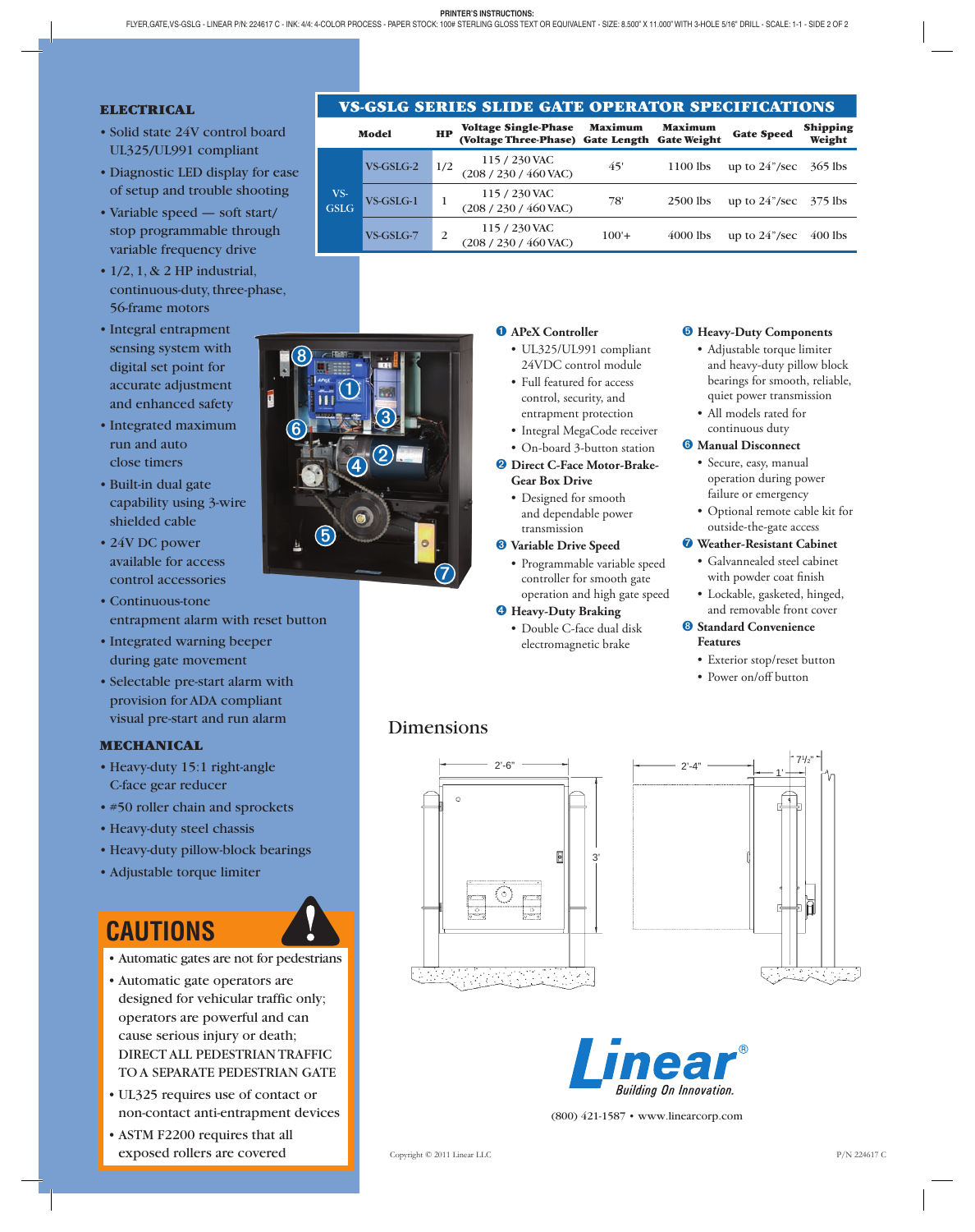## ELECTRICAL

- Solid state 24V control board UL325/UL991 compliant
- Diagnostic LED display for ease of setup and trouble shooting
- Variable speed — soft start/ stop programmable through variable frequency drive
- 1/2, 1, & 2 HP industrial, continuous-duty, three-phase, 56-frame motors
- Integral entrapment sensing system with digital set point for accurate adjustment and enhanced safety
- Integrated maximum run and auto close timers
- Built-in dual gate capability using 3-wire shielded cable
- 24V DC power available for access control accessories
- Continuous-tone entrapment alarm with reset button
- Integrated warning beeper during gate movement
- Selectable pre-start alarm with provision for ADA compliant visual pre-start and run alarm

## MECHANICAL

- Heavy-duty 15:1 right-angle C-face gear reducer
- #50 roller chain and sprockets
- Heavy-duty steel chassis
- Heavy-duty pillow-block bearings
- Adjustable torque limiter

## CAUTIONS

- Automatic gates are not for pedestrians
- Automatic gate operators are designed for vehicular traffic only; operators are powerful and can cause serious injury or death; DIRECT ALL PEDESTRIAN TRAFFIC TO A SEPARATE PEDESTRIAN GATE
- UL325 requires use of contact or non-contact anti-entrapment devices
- ASTM F2200 requires that all exposed rollers are covered

## VS-GSLG SERIES SLIDE GATE OPERATOR SPECIFICATIONS

| | Model | HP | Voltage Single-Phase (Voltage Three-Phase) | Maximum Gate Length | Maximum Gate Weight | Gate Speed | Shipping Weight |
|---|---|---|---|---|---|---|---|
| VS-GSLG | VS-GSLG-2 | 1/2 | 115 / 230 VAC (208 / 230 / 460 VAC) | 45' | 1100 lbs | up to 24"/sec | 365 lbs |
| | VS-GSLG-1 | 1 | 115 / 230 VAC (208 / 230 / 460 VAC) | 78' | 2500 lbs | up to 24"/sec | 375 lbs |
| | VS-GSLG-7 | 2 | 115 / 230 VAC (208 / 230 / 460 VAC) | 100'+ | 4000 lbs | up to 24"/sec | 400 lbs |

**1 APeX Controller**
- UL325/UL991 compliant 24VDC control module
- Full featured for access control, security, and entrapment protection
- Integral MegaCode receiver
- On-board 3-button station

**2 Direct C-Face Motor-Brake-Gear Box Drive**
- Designed for smooth and dependable power transmission

**3 Variable Drive Speed**
- Programmable variable speed controller for smooth gate operation and high gate speed

**4 Heavy-Duty Braking**
- Double C-face dual disk electromagnetic brake

**5 Heavy-Duty Components**
- Adjustable torque limiter and heavy-duty pillow block bearings for smooth, reliable, quiet power transmission
- All models rated for continuous duty

**6 Manual Disconnect**
- Secure, easy, manual operation during power failure or emergency
- Optional remote cable kit for outside-the-gate access

**7 Weather-Resistant Cabinet**
- Galvannealed steel cabinet with powder coat finish
- Lockable, gasketed, hinged, and removable front cover

**8 Standard Convenience Features**
- Exterior stop/reset button
- Power on/off button

## Dimensions

2'-6"
3'
2'-4"
1'
7 1/2"

Linear® Building On Innovation.

(800) 421-1587 • www.linearcorp.com

Copyright © 2011 Linear LLC

P/N 224617 C